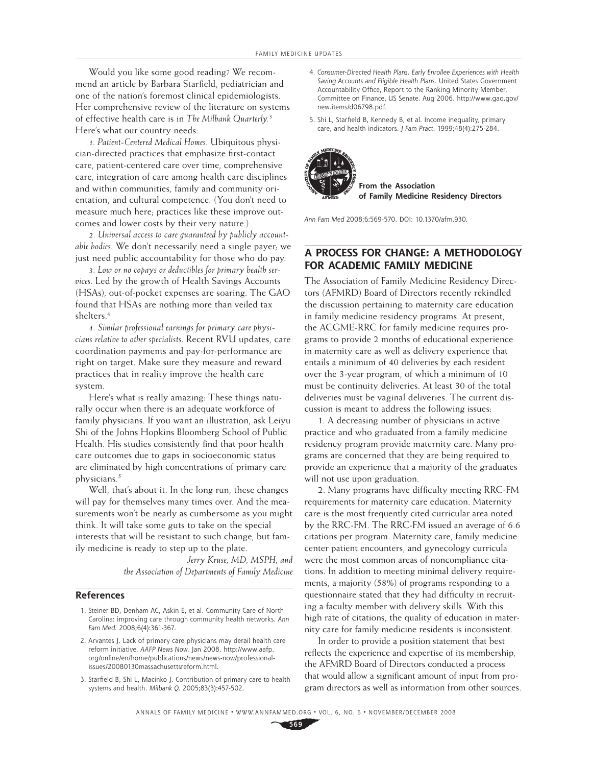Would you like some good reading? We recommend an article by Barbara Starfield, pediatrician and one of the nation's foremost clinical epidemiologists. Her comprehensive review of the literature on systems of effective health care is in *The Milbank Quarterly.*[3] Here's what our country needs:

*1. Patient-Centered Medical Homes.* Ubiquitous physician-directed practices that emphasize first-contact care, patient-centered care over time, comprehensive care, integration of care among health care disciplines and within communities, family and community orientation, and cultural competence. (You don't need to measure much here; practices like these improve outcomes and lower costs by their very nature.)

*2. Universal access to care guaranteed by publicly accountable bodies.* We don't necessarily need a single payer; we just need public accountability for those who do pay.

*3. Low or no copays or deductibles for primary health services.* Led by the growth of Health Savings Accounts (HSAs), out-of-pocket expenses are soaring. The GAO found that HSAs are nothing more than veiled tax shelters.[4]

*4. Similar professional earnings for primary care physicians relative to other specialists.* Recent RVU updates, care coordination payments and pay-for-performance are right on target. Make sure they measure and reward practices that in reality improve the health care system.

Here's what is really amazing: These things naturally occur when there is an adequate workforce of family physicians. If you want an illustration, ask Leiyu Shi of the Johns Hopkins Bloomberg School of Public Health. His studies consistently find that poor health care outcomes due to gaps in socioeconomic status are eliminated by high concentrations of primary care physicians.[5]

Well, that's about it. In the long run, these changes will pay for themselves many times over. And the measurements won't be nearly as cumbersome as you might think. It will take some guts to take on the special interests that will be resistant to such change, but family medicine is ready to step up to the plate.

*Jerry Kruse, MD, MSPH, and*
*the Association of Departments of Family Medicine*

## References

1. Steiner BD, Denham AC, Askin E, et al. Community Care of North Carolina: improving care through community health networks. *Ann Fam Med.* 2008;6(4):361-367.
2. Arvantes J. Lack of primary care physicians may derail health care reform initiative. *AAFP News Now.* Jan 2008. http://www.aafp.org/online/en/home/publications/news/news-now/professional-issues/20080130massachusettsreform.html.
3. Starfield B, Shi L, Macinko J. Contribution of primary care to health systems and health. *Milbank Q.* 2005;83(3):457-502.
4. *Consumer-Directed Health Plans. Early Enrollee Experiences with Health Saving Accounts and Eligible Health Plans.* United States Government Accountability Office, Report to the Ranking Minority Member, Committee on Finance, US Senate. Aug 2006. http://www.gao.gov/new.items/d06798.pdf.
5. Shi L, Starfield B, Kennedy B, et al. Income inequality, primary care, and health indicators. *J Fam Pract.* 1999;48(4):275-284.

**From the Association of Family Medicine Residency Directors**

*Ann Fam Med* 2008;6:569-570. DOI: 10.1370/afm.930.

## A PROCESS FOR CHANGE: A METHODOLOGY FOR ACADEMIC FAMILY MEDICINE

The Association of Family Medicine Residency Directors (AFMRD) Board of Directors recently rekindled the discussion pertaining to maternity care education in family medicine residency programs. At present, the ACGME-RRC for family medicine requires programs to provide 2 months of educational experience in maternity care as well as delivery experience that entails a minimum of 40 deliveries by each resident over the 3-year program, of which a minimum of 10 must be continuity deliveries. At least 30 of the total deliveries must be vaginal deliveries. The current discussion is meant to address the following issues:

1. A decreasing number of physicians in active practice and who graduated from a family medicine residency program provide maternity care. Many programs are concerned that they are being required to provide an experience that a majority of the graduates will not use upon graduation.

2. Many programs have difficulty meeting RRC-FM requirements for maternity care education. Maternity care is the most frequently cited curricular area noted by the RRC-FM. The RRC-FM issued an average of 6.6 citations per program. Maternity care, family medicine center patient encounters, and gynecology curricula were the most common areas of noncompliance citations. In addition to meeting minimal delivery requirements, a majority (58%) of programs responding to a questionnaire stated that they had difficulty in recruiting a faculty member with delivery skills. With this high rate of citations, the quality of education in maternity care for family medicine residents is inconsistent.

In order to provide a position statement that best reflects the experience and expertise of its membership, the AFMRD Board of Directors conducted a process that would allow a significant amount of input from program directors as well as information from other sources.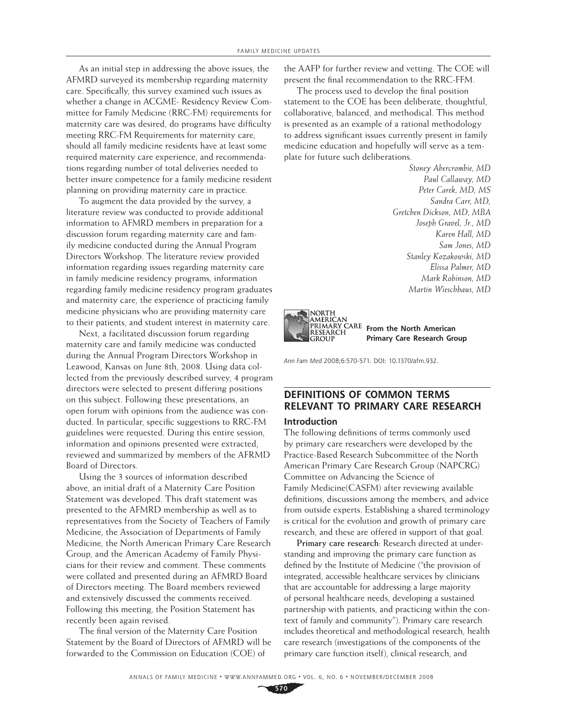As an initial step in addressing the above issues, the AFMRD surveyed its membership regarding maternity care. Specifically, this survey examined such issues as whether a change in ACGME- Residency Review Committee for Family Medicine (RRC-FM) requirements for maternity care was desired, do programs have difficulty meeting RRC-FM Requirements for maternity care, should all family medicine residents have at least some required maternity care experience, and recommendations regarding number of total deliveries needed to better insure competence for a family medicine resident planning on providing maternity care in practice.

To augment the data provided by the survey, a literature review was conducted to provide additional information to AFMRD members in preparation for a discussion forum regarding maternity care and family medicine conducted during the Annual Program Directors Workshop. The literature review provided information regarding issues regarding maternity care in family medicine residency programs, information regarding family medicine residency program graduates and maternity care, the experience of practicing family medicine physicians who are providing maternity care to their patients, and student interest in maternity care.

Next, a facilitated discussion forum regarding maternity care and family medicine was conducted during the Annual Program Directors Workshop in Leawood, Kansas on June 8th, 2008. Using data collected from the previously described survey, 4 program directors were selected to present differing positions on this subject. Following these presentations, an open forum with opinions from the audience was conducted. In particular, specific suggestions to RRC-FM guidelines were requested. During this entire session, information and opinions presented were extracted, reviewed and summarized by members of the AFRMD Board of Directors.

Using the 3 sources of information described above, an initial draft of a Maternity Care Position Statement was developed. This draft statement was presented to the AFMRD membership as well as to representatives from the Society of Teachers of Family Medicine, the Association of Departments of Family Medicine, the North American Primary Care Research Group, and the American Academy of Family Physicians for their review and comment. These comments were collated and presented during an AFMRD Board of Directors meeting. The Board members reviewed and extensively discussed the comments received. Following this meeting, the Position Statement has recently been again revised.

The final version of the Maternity Care Position Statement by the Board of Directors of AFMRD will be forwarded to the Commission on Education (COE) of the AAFP for further review and vetting. The COE will present the final recommendation to the RRC-FFM.

The process used to develop the final position statement to the COE has been deliberate, thoughtful, collaborative, balanced, and methodical. This method is presented as an example of a rational methodology to address significant issues currently present in family medicine education and hopefully will serve as a template for future such deliberations.

*Stoney Abercrombie, MD*
*Paul Callaway, MD*
*Peter Carek, MD, MS*
*Sandra Carr, MD,*
*Gretchen Dickson, MD, MBA*
*Joseph Gravel, Jr., MD*
*Karen Hall, MD*
*Sam Jones, MD*
*Stanley Kozakowski, MD*
*Elissa Palmer, MD*
*Mark Robinson, MD*
*Martin Wieschhaus, MD*

NORTH AMERICAN PRIMARY CARE RESEARCH GROUP

**From the North American Primary Care Research Group**

*Ann Fam Med* 2008;6:570-571. DOI: 10.1370/afm.932.

## DEFINITIONS OF COMMON TERMS RELEVANT TO PRIMARY CARE RESEARCH

### Introduction

The following definitions of terms commonly used by primary care researchers were developed by the Practice-Based Research Subcommittee of the North American Primary Care Research Group (NAPCRG) Committee on Advancing the Science of Family Medicine(CASFM) after reviewing available definitions, discussions among the members, and advice from outside experts. Establishing a shared terminology is critical for the evolution and growth of primary care research, and these are offered in support of that goal.

**Primary care research**: Research directed at understanding and improving the primary care function as defined by the Institute of Medicine ("the provision of integrated, accessible healthcare services by clinicians that are accountable for addressing a large majority of personal healthcare needs, developing a sustained partnership with patients, and practicing within the context of family and community"). Primary care research includes theoretical and methodological research, health care research (investigations of the components of the primary care function itself), clinical research, and